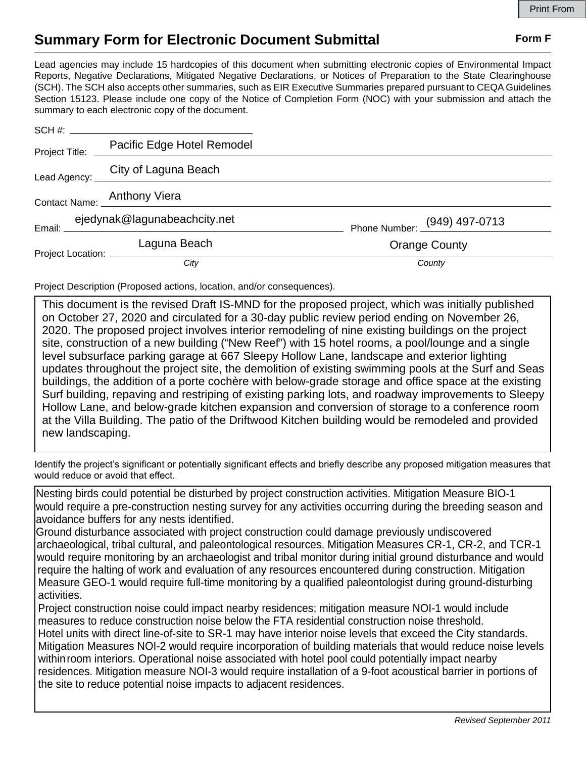# Summary Form for Electronic Document Submittal

**Form F**

Lead agencies may include 15 hardcopies of this document when submitting electronic copies of Environmental Impact Reports, Negative Declarations, Mitigated Negative Declarations, or Notices of Preparation to the State Clearinghouse (SCH). The SCH also accepts other summaries, such as EIR Executive Summaries prepared pursuant to CEQA Guidelines Section 15123. Please include one copy of the Notice of Completion Form (NOC) with your submission and attach the summary to each electronic copy of the document.

SCH #:

Project Title: Pacific Edge Hotel Remodel

Lead Agency: City of Laguna Beach

Contact Name: Anthony Viera

Email: ejedynak@lagunabeachcity.net Phone Number: (949) 497-0713

Project Location: Laguna Beach (*City*) Orange County (*County*)

Project Description (Proposed actions, location, and/or consequences).

This document is the revised Draft IS-MND for the proposed project, which was initially published on October 27, 2020 and circulated for a 30-day public review period ending on November 26, 2020. The proposed project involves interior remodeling of nine existing buildings on the project site, construction of a new building ("New Reef") with 15 hotel rooms, a pool/lounge and a single level subsurface parking garage at 667 Sleepy Hollow Lane, landscape and exterior lighting updates throughout the project site, the demolition of existing swimming pools at the Surf and Seas buildings, the addition of a porte cochère with below-grade storage and office space at the existing Surf building, repaving and restriping of existing parking lots, and roadway improvements to Sleepy Hollow Lane, and below-grade kitchen expansion and conversion of storage to a conference room at the Villa Building. The patio of the Driftwood Kitchen building would be remodeled and provided new landscaping.

Identify the project's significant or potentially significant effects and briefly describe any proposed mitigation measures that would reduce or avoid that effect.

Nesting birds could potential be disturbed by project construction activities. Mitigation Measure BIO-1 would require a pre-construction nesting survey for any activities occurring during the breeding season and avoidance buffers for any nests identified.
Ground disturbance associated with project construction could damage previously undiscovered archaeological, tribal cultural, and paleontological resources. Mitigation Measures CR-1, CR-2, and TCR-1 would require monitoring by an archaeologist and tribal monitor during initial ground disturbance and would require the halting of work and evaluation of any resources encountered during construction. Mitigation Measure GEO-1 would require full-time monitoring by a qualified paleontologist during ground-disturbing activities.
Project construction noise could impact nearby residences; mitigation measure NOI-1 would include measures to reduce construction noise below the FTA residential construction noise threshold.
Hotel units with direct line-of-site to SR-1 may have interior noise levels that exceed the City standards. Mitigation Measures NOI-2 would require incorporation of building materials that would reduce noise levels within room interiors. Operational noise associated with hotel pool could potentially impact nearby residences. Mitigation measure NOI-3 would require installation of a 9-foot acoustical barrier in portions of the site to reduce potential noise impacts to adjacent residences.

*Revised September 2011*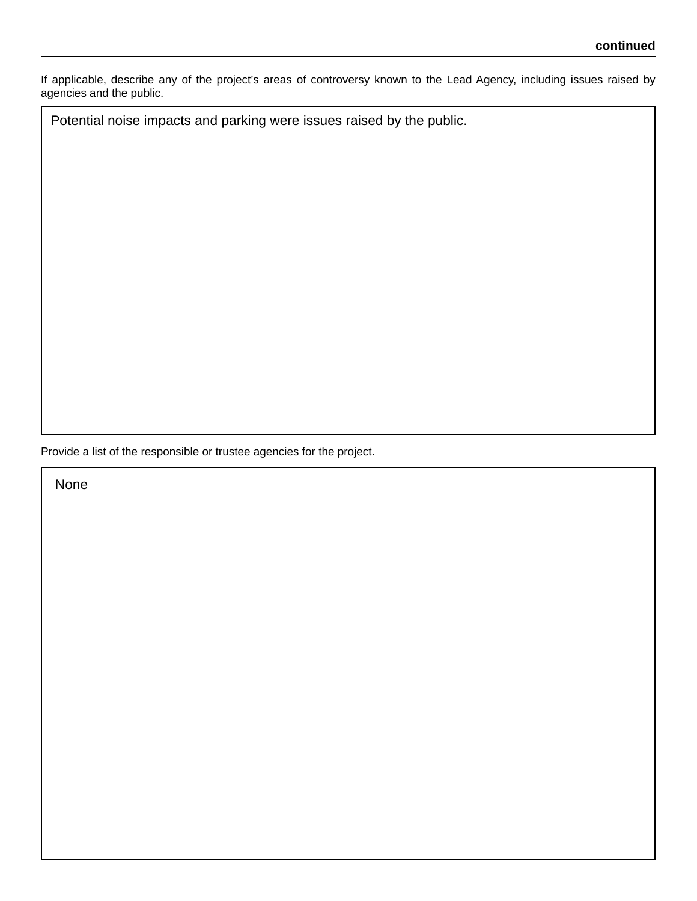**continued**

If applicable, describe any of the project's areas of controversy known to the Lead Agency, including issues raised by agencies and the public.

Potential noise impacts and parking were issues raised by the public.

Provide a list of the responsible or trustee agencies for the project.

None